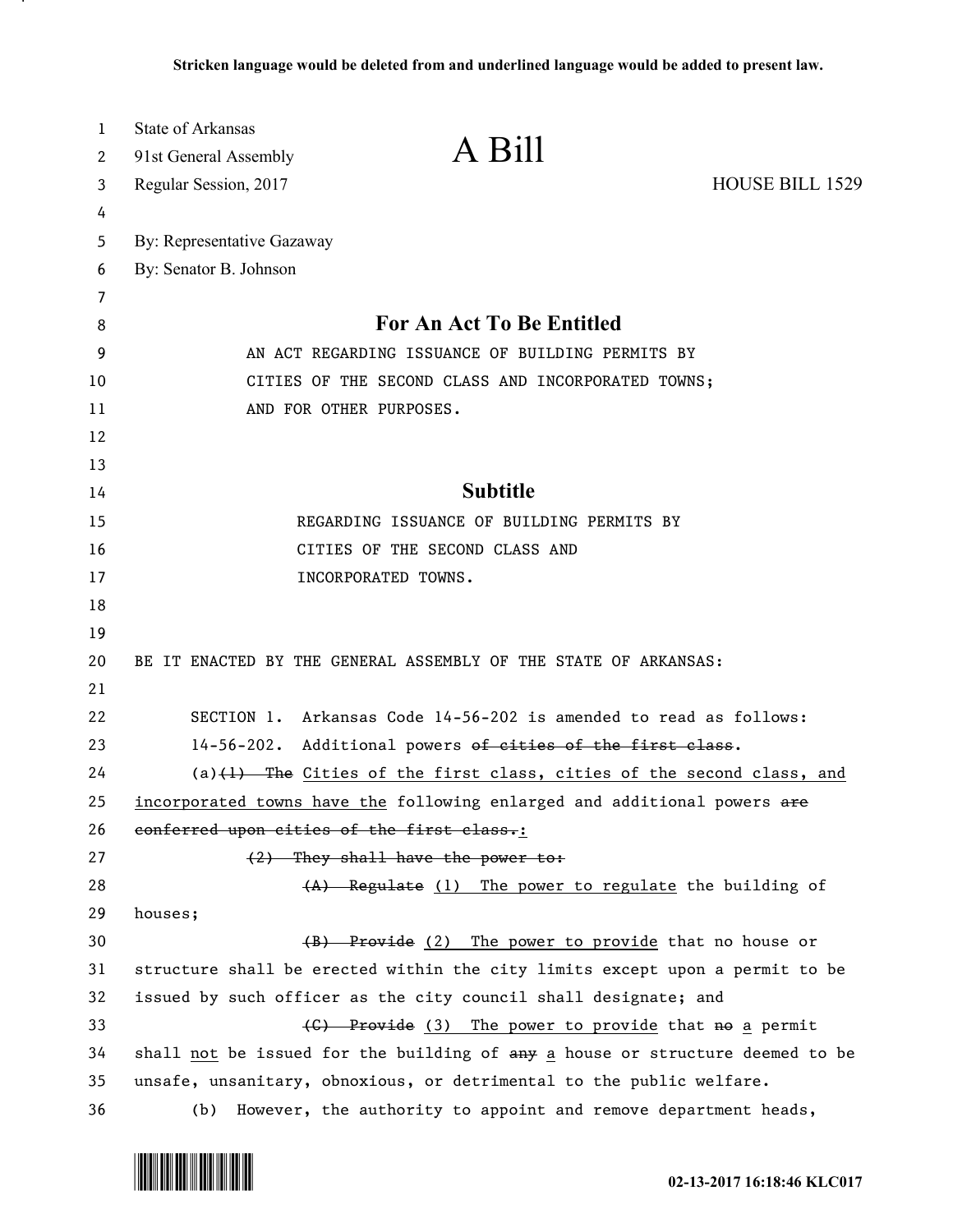**Stricken language would be deleted from and underlined language would be added to present law.**

State of Arkansas
91st General Assembly
Regular Session, 2017

# A Bill

HOUSE BILL 1529

By: Representative Gazaway
By: Senator B. Johnson

## For An Act To Be Entitled

AN ACT REGARDING ISSUANCE OF BUILDING PERMITS BY CITIES OF THE SECOND CLASS AND INCORPORATED TOWNS; AND FOR OTHER PURPOSES.

## Subtitle

REGARDING ISSUANCE OF BUILDING PERMITS BY CITIES OF THE SECOND CLASS AND INCORPORATED TOWNS.

BE IT ENACTED BY THE GENERAL ASSEMBLY OF THE STATE OF ARKANSAS:

SECTION 1. Arkansas Code 14-56-202 is amended to read as follows:

14-56-202. Additional powers ~~of cities of the first class~~.

(a)~~(1) The~~ <u>Cities of the first class, cities of the second class, and incorporated towns have the</u> following enlarged and additional powers ~~are conferred upon cities of the first class.~~<u>:</u>

~~(2) They shall have the power to:~~

~~(A) Regulate~~ <u>(1) The power to regulate</u> the building of houses;

~~(B) Provide~~ <u>(2) The power to provide</u> that no house or structure shall be erected within the city limits except upon a permit to be issued by such officer as the city council shall designate; and

~~(C) Provide~~ <u>(3) The power to provide</u> that ~~no~~ <u>a</u> permit shall <u>not</u> be issued for the building of ~~any~~ <u>a</u> house or structure deemed to be unsafe, unsanitary, obnoxious, or detrimental to the public welfare.

(b) However, the authority to appoint and remove department heads,

02-13-2017 16:18:46 KLC017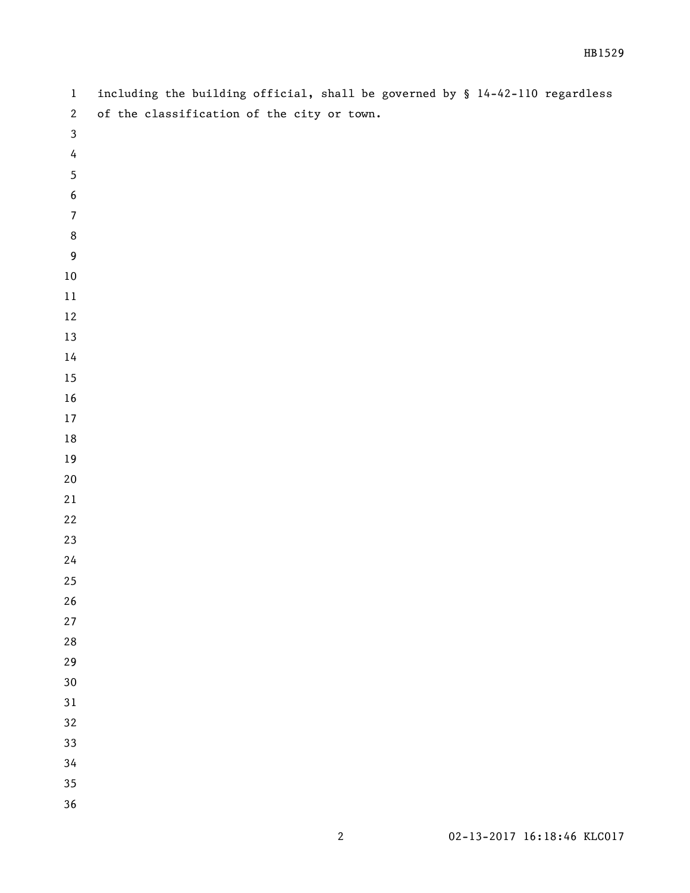including the building official, shall be governed by § 14-42-110 regardless of the classification of the city or town.